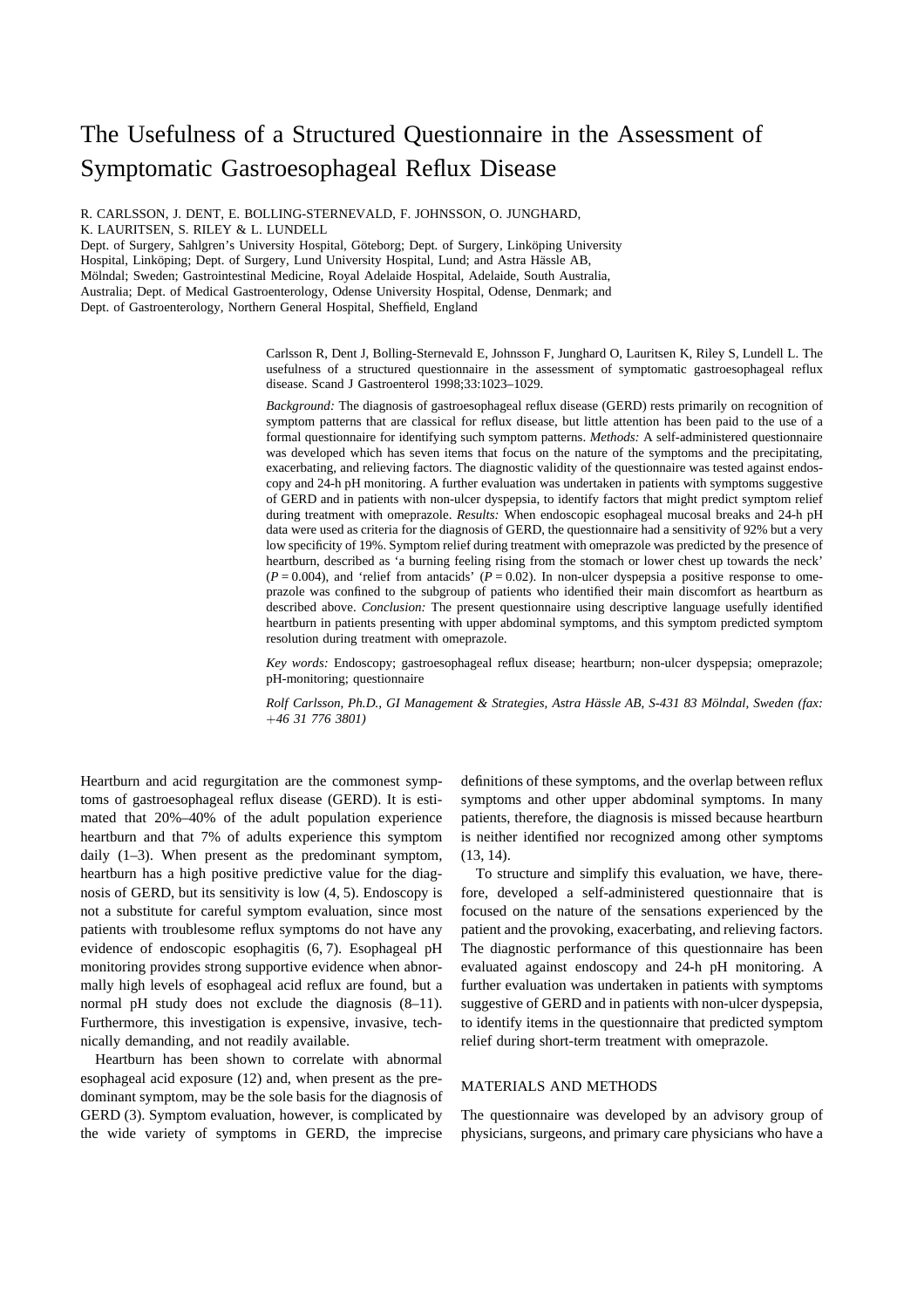# The Usefulness of a Structured Questionnaire in the Assessment of Symptomatic Gastroesophageal Reflux Disease

R. CARLSSON, J. DENT, E. BOLLING-STERNEVALD, F. JOHNSSON, O. JUNGHARD, K. LAURITSEN, S. RILEY & L. LUNDELL

Dept. of Surgery, Sahlgren's University Hospital, Göteborg; Dept. of Surgery, Linköping University Hospital, Linköping; Dept. of Surgery, Lund University Hospital, Lund; and Astra Hässle AB, Mölndal; Sweden; Gastrointestinal Medicine, Royal Adelaide Hospital, Adelaide, South Australia, Australia; Dept. of Medical Gastroenterology, Odense University Hospital, Odense, Denmark; and Dept. of Gastroenterology, Northern General Hospital, Sheffield, England

Carlsson R, Dent J, Bolling-Sternevald E, Johnsson F, Junghard O, Lauritsen K, Riley S, Lundell L. The usefulness of a structured questionnaire in the assessment of symptomatic gastroesophageal reflux disease. Scand J Gastroenterol 1998;33:1023–1029.

*Background:* The diagnosis of gastroesophageal reflux disease (GERD) rests primarily on recognition of symptom patterns that are classical for reflux disease, but little attention has been paid to the use of a formal questionnaire for identifying such symptom patterns. *Methods:* A self-administered questionnaire was developed which has seven items that focus on the nature of the symptoms and the precipitating, exacerbating, and relieving factors. The diagnostic validity of the questionnaire was tested against endoscopy and 24-h pH monitoring. A further evaluation was undertaken in patients with symptoms suggestive of GERD and in patients with non-ulcer dyspepsia, to identify factors that might predict symptom relief during treatment with omeprazole. *Results:* When endoscopic esophageal mucosal breaks and 24-h pH data were used as criteria for the diagnosis of GERD, the questionnaire had a sensitivity of 92% but a very low specificity of 19%. Symptom relief during treatment with omeprazole was predicted by the presence of heartburn, described as 'a burning feeling rising from the stomach or lower chest up towards the neck' ($P = 0.004$), and 'relief from antacids' ($P = 0.02$). In non-ulcer dyspepsia a positive response to omeprazole was confined to the subgroup of patients who identified their main discomfort as heartburn as described above. *Conclusion:* The present questionnaire using descriptive language usefully identified heartburn in patients presenting with upper abdominal symptoms, and this symptom predicted symptom resolution during treatment with omeprazole.

*Key words:* Endoscopy; gastroesophageal reflux disease; heartburn; non-ulcer dyspepsia; omeprazole; pH-monitoring; questionnaire

*Rolf Carlsson, Ph.D., GI Management & Strategies, Astra Hässle AB, S-431 83 Mölndal, Sweden (fax: +46 31 776 3801)*

Heartburn and acid regurgitation are the commonest symptoms of gastroesophageal reflux disease (GERD). It is estimated that 20%–40% of the adult population experience heartburn and that 7% of adults experience this symptom daily (1–3). When present as the predominant symptom, heartburn has a high positive predictive value for the diagnosis of GERD, but its sensitivity is low (4, 5). Endoscopy is not a substitute for careful symptom evaluation, since most patients with troublesome reflux symptoms do not have any evidence of endoscopic esophagitis (6, 7). Esophageal pH monitoring provides strong supportive evidence when abnormally high levels of esophageal acid reflux are found, but a normal pH study does not exclude the diagnosis (8–11). Furthermore, this investigation is expensive, invasive, technically demanding, and not readily available.

Heartburn has been shown to correlate with abnormal esophageal acid exposure (12) and, when present as the predominant symptom, may be the sole basis for the diagnosis of GERD (3). Symptom evaluation, however, is complicated by the wide variety of symptoms in GERD, the imprecise definitions of these symptoms, and the overlap between reflux symptoms and other upper abdominal symptoms. In many patients, therefore, the diagnosis is missed because heartburn is neither identified nor recognized among other symptoms (13, 14).

To structure and simplify this evaluation, we have, therefore, developed a self-administered questionnaire that is focused on the nature of the sensations experienced by the patient and the provoking, exacerbating, and relieving factors. The diagnostic performance of this questionnaire has been evaluated against endoscopy and 24-h pH monitoring. A further evaluation was undertaken in patients with symptoms suggestive of GERD and in patients with non-ulcer dyspepsia, to identify items in the questionnaire that predicted symptom relief during short-term treatment with omeprazole.

## MATERIALS AND METHODS

The questionnaire was developed by an advisory group of physicians, surgeons, and primary care physicians who have a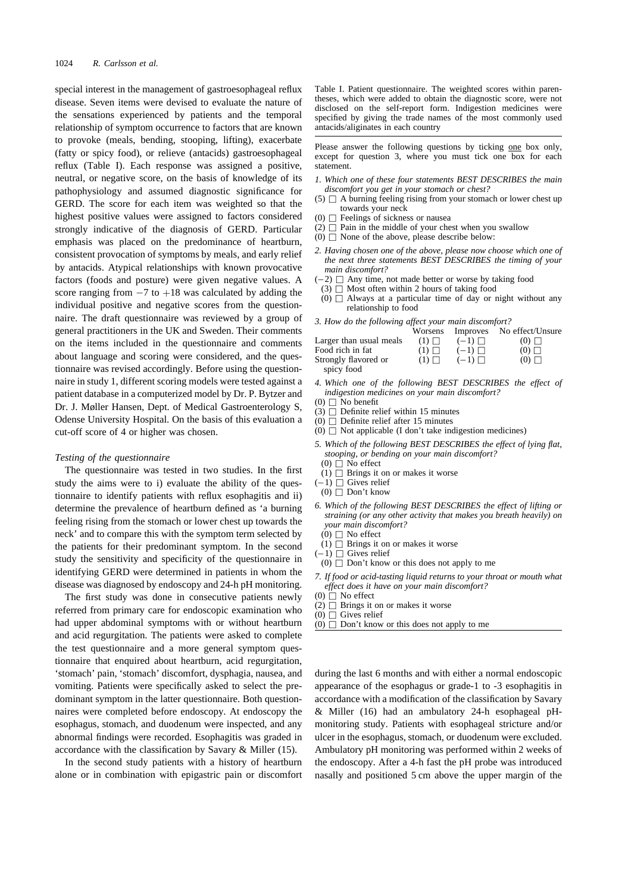special interest in the management of gastroesophageal reflux disease. Seven items were devised to evaluate the nature of the sensations experienced by patients and the temporal relationship of symptom occurrence to factors that are known to provoke (meals, bending, stooping, lifting), exacerbate (fatty or spicy food), or relieve (antacids) gastroesophageal reflux (Table I). Each response was assigned a positive, neutral, or negative score, on the basis of knowledge of its pathophysiology and assumed diagnostic significance for GERD. The score for each item was weighted so that the highest positive values were assigned to factors considered strongly indicative of the diagnosis of GERD. Particular emphasis was placed on the predominance of heartburn, consistent provocation of symptoms by meals, and early relief by antacids. Atypical relationships with known provocative factors (foods and posture) were given negative values. A score ranging from −7 to +18 was calculated by adding the individual positive and negative scores from the questionnaire. The draft questionnaire was reviewed by a group of general practitioners in the UK and Sweden. Their comments on the items included in the questionnaire and comments about language and scoring were considered, and the questionnaire was revised accordingly. Before using the questionnaire in study 1, different scoring models were tested against a patient database in a computerized model by Dr. P. Bytzer and Dr. J. Møller Hansen, Dept. of Medical Gastroenterology S, Odense University Hospital. On the basis of this evaluation a cut-off score of 4 or higher was chosen.

### Testing of the questionnaire

The questionnaire was tested in two studies. In the first study the aims were to i) evaluate the ability of the questionnaire to identify patients with reflux esophagitis and ii) determine the prevalence of heartburn defined as 'a burning feeling rising from the stomach or lower chest up towards the neck' and to compare this with the symptom term selected by the patients for their predominant symptom. In the second study the sensitivity and specificity of the questionnaire in identifying GERD were determined in patients in whom the disease was diagnosed by endoscopy and 24-h pH monitoring.

The first study was done in consecutive patients newly referred from primary care for endoscopic examination who had upper abdominal symptoms with or without heartburn and acid regurgitation. The patients were asked to complete the test questionnaire and a more general symptom questionnaire that enquired about heartburn, acid regurgitation, 'stomach' pain, 'stomach' discomfort, dysphagia, nausea, and vomiting. Patients were specifically asked to select the predominant symptom in the latter questionnaire. Both questionnaires were completed before endoscopy. At endoscopy the esophagus, stomach, and duodenum were inspected, and any abnormal findings were recorded. Esophagitis was graded in accordance with the classification by Savary & Miller (15).

In the second study patients with a history of heartburn alone or in combination with epigastric pain or discomfort during the last 6 months and with either a normal endoscopic appearance of the esophagus or grade-1 to -3 esophagitis in accordance with a modification of the classification by Savary & Miller (16) had an ambulatory 24-h esophageal pH-monitoring study. Patients with esophageal stricture and/or ulcer in the esophagus, stomach, or duodenum were excluded. Ambulatory pH monitoring was performed within 2 weeks of the endoscopy. After a 4-h fast the pH probe was introduced nasally and positioned 5 cm above the upper margin of the

Table I. Patient questionnaire. The weighted scores within parentheses, which were added to obtain the diagnostic score, were not disclosed on the self-report form. Indigestion medicines were specified by giving the trade names of the most commonly used antacids/aliginates in each country

Please answer the following questions by ticking one box only, except for question 3, where you must tick one box for each statement.

*1. Which one of these four statements BEST DESCRIBES the main discomfort you get in your stomach or chest?*

- (5) ☐ A burning feeling rising from your stomach or lower chest up towards your neck
- (0) ☐ Feelings of sickness or nausea
- (2) ☐ Pain in the middle of your chest when you swallow
- (0) ☐ None of the above, please describe below:

*2. Having chosen one of the above, please now choose which one of the next three statements BEST DESCRIBES the timing of your main discomfort?*

- (−2) ☐ Any time, not made better or worse by taking food
- (3) ☐ Most often within 2 hours of taking food
- (0) ☐ Always at a particular time of day or night without any relationship to food

*3. How do the following affect your main discomfort?*

| | Worsens | Improves | No effect/Unsure |
|---|---|---|---|
| Larger than usual meals | (1) ☐ | (−1) ☐ | (0) ☐ |
| Food rich in fat | (1) ☐ | (−1) ☐ | (0) ☐ |
| Strongly flavored or spicy food | (1) ☐ | (−1) ☐ | (0) ☐ |

*4. Which one of the following BEST DESCRIBES the effect of indigestion medicines on your main discomfort?*

- (0) ☐ No benefit
- (3) ☐ Definite relief within 15 minutes
- (0) ☐ Definite relief after 15 minutes
- (0) ☐ Not applicable (I don't take indigestion medicines)

*5. Which of the following BEST DESCRIBES the effect of lying flat, stooping, or bending on your main discomfort?*

- (0) ☐ No effect
- (1) ☐ Brings it on or makes it worse
- (−1) ☐ Gives relief
- (0) ☐ Don't know

*6. Which of the following BEST DESCRIBES the effect of lifting or straining (or any other activity that makes you breath heavily) on your main discomfort?*

- (0) ☐ No effect
- (1) ☐ Brings it on or makes it worse
- (−1) ☐ Gives relief
- (0) ☐ Don't know or this does not apply to me

*7. If food or acid-tasting liquid returns to your throat or mouth what effect does it have on your main discomfort?*

- (0) ☐ No effect
- (2) ☐ Brings it on or makes it worse
- (0) ☐ Gives relief
- (0) ☐ Don't know or this does not apply to me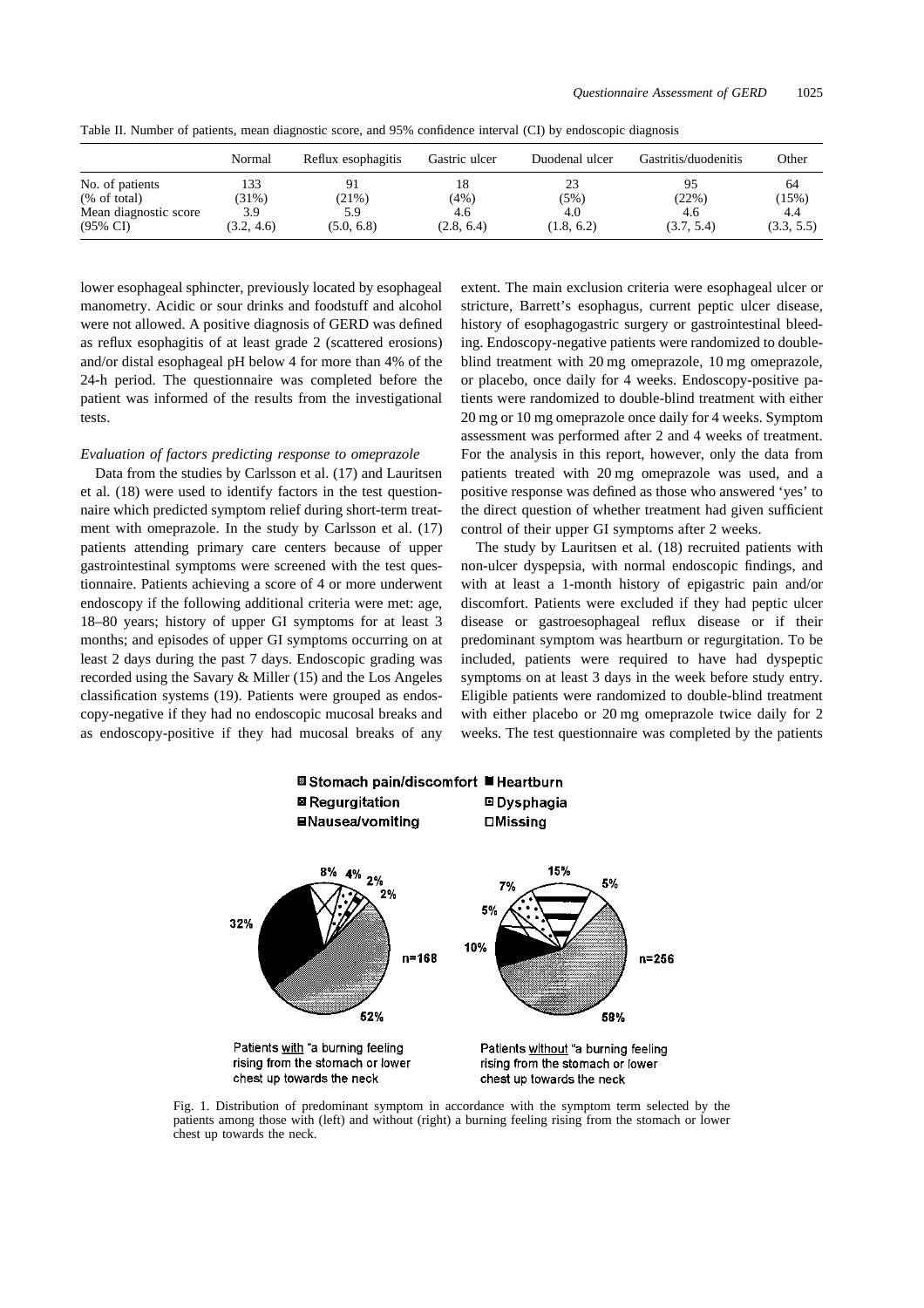Table II. Number of patients, mean diagnostic score, and 95% confidence interval (CI) by endoscopic diagnosis

| | Normal | Reflux esophagitis | Gastric ulcer | Duodenal ulcer | Gastritis/duodenitis | Other |
|---|---|---|---|---|---|---|
| No. of patients | 133 | 91 | 18 | 23 | 95 | 64 |
| (% of total) | (31%) | (21%) | (4%) | (5%) | (22%) | (15%) |
| Mean diagnostic score | 3.9 | 5.9 | 4.6 | 4.0 | 4.6 | 4.4 |
| (95% CI) | (3.2, 4.6) | (5.0, 6.8) | (2.8, 6.4) | (1.8, 6.2) | (3.7, 5.4) | (3.3, 5.5) |

lower esophageal sphincter, previously located by esophageal manometry. Acidic or sour drinks and foodstuff and alcohol were not allowed. A positive diagnosis of GERD was defined as reflux esophagitis of at least grade 2 (scattered erosions) and/or distal esophageal pH below 4 for more than 4% of the 24-h period. The questionnaire was completed before the patient was informed of the results from the investigational tests.

*Evaluation of factors predicting response to omeprazole*

Data from the studies by Carlsson et al. (17) and Lauritsen et al. (18) were used to identify factors in the test questionnaire which predicted symptom relief during short-term treatment with omeprazole. In the study by Carlsson et al. (17) patients attending primary care centers because of upper gastrointestinal symptoms were screened with the test questionnaire. Patients achieving a score of 4 or more underwent endoscopy if the following additional criteria were met: age, 18–80 years; history of upper GI symptoms for at least 3 months; and episodes of upper GI symptoms occurring on at least 2 days during the past 7 days. Endoscopic grading was recorded using the Savary & Miller (15) and the Los Angeles classification systems (19). Patients were grouped as endoscopy-negative if they had no endoscopic mucosal breaks and as endoscopy-positive if they had mucosal breaks of any extent. The main exclusion criteria were esophageal ulcer or stricture, Barrett's esophagus, current peptic ulcer disease, history of esophagogastric surgery or gastrointestinal bleeding. Endoscopy-negative patients were randomized to double-blind treatment with 20 mg omeprazole, 10 mg omeprazole, or placebo, once daily for 4 weeks. Endoscopy-positive patients were randomized to double-blind treatment with either 20 mg or 10 mg omeprazole once daily for 4 weeks. Symptom assessment was performed after 2 and 4 weeks of treatment. For the analysis in this report, however, only the data from patients treated with 20 mg omeprazole was used, and a positive response was defined as those who answered 'yes' to the direct question of whether treatment had given sufficient control of their upper GI symptoms after 2 weeks.

The study by Lauritsen et al. (18) recruited patients with non-ulcer dyspepsia, with normal endoscopic findings, and with at least a 1-month history of epigastric pain and/or discomfort. Patients were excluded if they had peptic ulcer disease or gastroesophageal reflux disease or if their predominant symptom was heartburn or regurgitation. To be included, patients were required to have had dyspeptic symptoms on at least 3 days in the week before study entry. Eligible patients were randomized to double-blind treatment with either placebo or 20 mg omeprazole twice daily for 2 weeks. The test questionnaire was completed by the patients

Fig. 1. Distribution of predominant symptom in accordance with the symptom term selected by the patients among those with (left) and without (right) a burning feeling rising from the stomach or lower chest up towards the neck.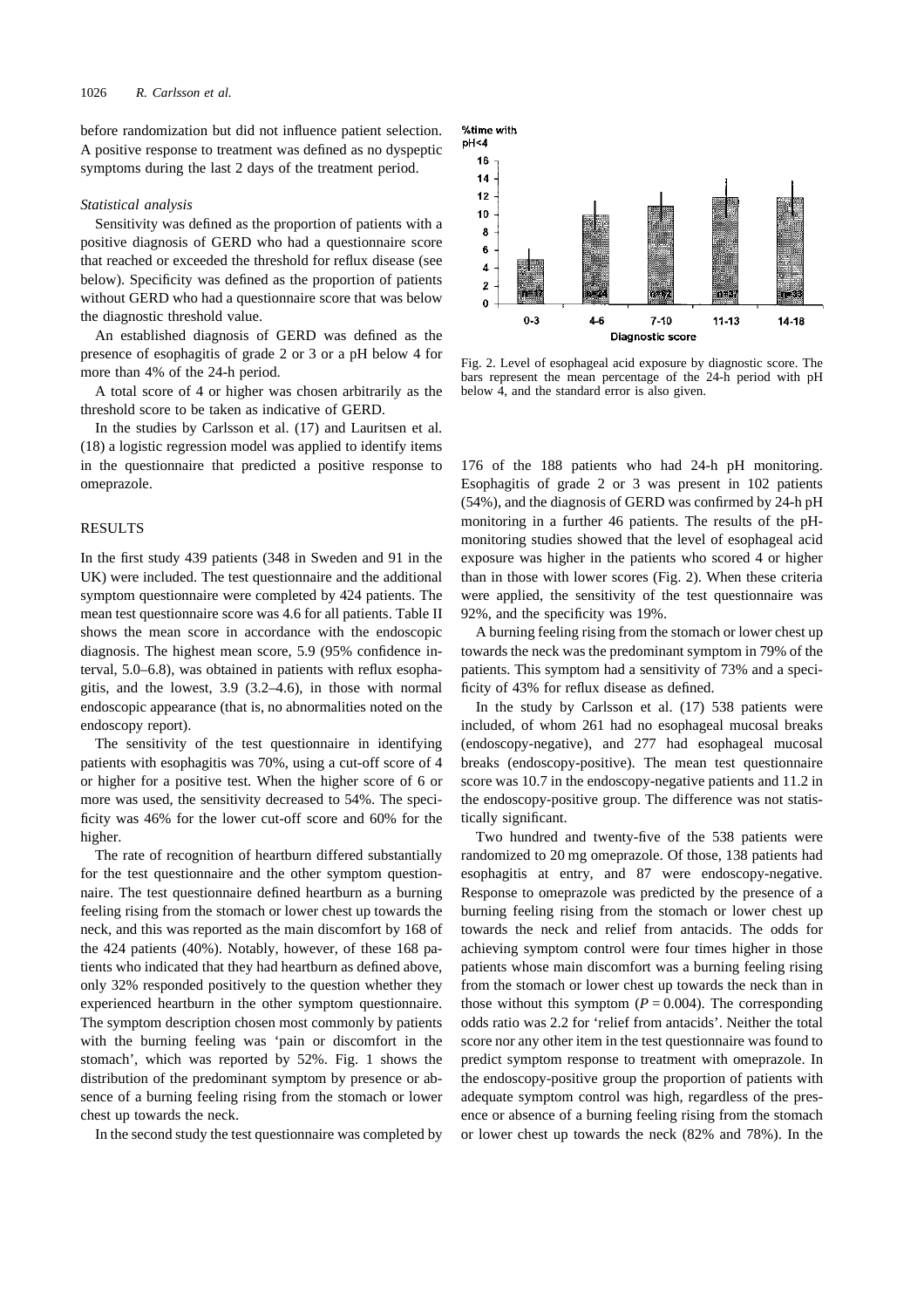before randomization but did not influence patient selection. A positive response to treatment was defined as no dyspeptic symptoms during the last 2 days of the treatment period.

*Statistical analysis*

Sensitivity was defined as the proportion of patients with a positive diagnosis of GERD who had a questionnaire score that reached or exceeded the threshold for reflux disease (see below). Specificity was defined as the proportion of patients without GERD who had a questionnaire score that was below the diagnostic threshold value.

An established diagnosis of GERD was defined as the presence of esophagitis of grade 2 or 3 or a pH below 4 for more than 4% of the 24-h period.

A total score of 4 or higher was chosen arbitrarily as the threshold score to be taken as indicative of GERD.

In the studies by Carlsson et al. (17) and Lauritsen et al. (18) a logistic regression model was applied to identify items in the questionnaire that predicted a positive response to omeprazole.

## RESULTS

In the first study 439 patients (348 in Sweden and 91 in the UK) were included. The test questionnaire and the additional symptom questionnaire were completed by 424 patients. The mean test questionnaire score was 4.6 for all patients. Table II shows the mean score in accordance with the endoscopic diagnosis. The highest mean score, 5.9 (95% confidence interval, 5.0–6.8), was obtained in patients with reflux esophagitis, and the lowest, 3.9 (3.2–4.6), in those with normal endoscopic appearance (that is, no abnormalities noted on the endoscopy report).

The sensitivity of the test questionnaire in identifying patients with esophagitis was 70%, using a cut-off score of 4 or higher for a positive test. When the higher score of 6 or more was used, the sensitivity decreased to 54%. The specificity was 46% for the lower cut-off score and 60% for the higher.

The rate of recognition of heartburn differed substantially for the test questionnaire and the other symptom questionnaire. The test questionnaire defined heartburn as a burning feeling rising from the stomach or lower chest up towards the neck, and this was reported as the main discomfort by 168 of the 424 patients (40%). Notably, however, of these 168 patients who indicated that they had heartburn as defined above, only 32% responded positively to the question whether they experienced heartburn in the other symptom questionnaire. The symptom description chosen most commonly by patients with the burning feeling was 'pain or discomfort in the stomach', which was reported by 52%. Fig. 1 shows the distribution of the predominant symptom by presence or absence of a burning feeling rising from the stomach or lower chest up towards the neck.

In the second study the test questionnaire was completed by 176 of the 188 patients who had 24-h pH monitoring. Esophagitis of grade 2 or 3 was present in 102 patients (54%), and the diagnosis of GERD was confirmed by 24-h pH monitoring in a further 46 patients. The results of the pH-monitoring studies showed that the level of esophageal acid exposure was higher in the patients who scored 4 or higher than in those with lower scores (Fig. 2). When these criteria were applied, the sensitivity of the test questionnaire was 92%, and the specificity was 19%.

Fig. 2. Level of esophageal acid exposure by diagnostic score. The bars represent the mean percentage of the 24-h period with pH below 4, and the standard error is also given.

A burning feeling rising from the stomach or lower chest up towards the neck was the predominant symptom in 79% of the patients. This symptom had a sensitivity of 73% and a specificity of 43% for reflux disease as defined.

In the study by Carlsson et al. (17) 538 patients were included, of whom 261 had no esophageal mucosal breaks (endoscopy-negative), and 277 had esophageal mucosal breaks (endoscopy-positive). The mean test questionnaire score was 10.7 in the endoscopy-negative patients and 11.2 in the endoscopy-positive group. The difference was not statistically significant.

Two hundred and twenty-five of the 538 patients were randomized to 20 mg omeprazole. Of those, 138 patients had esophagitis at entry, and 87 were endoscopy-negative. Response to omeprazole was predicted by the presence of a burning feeling rising from the stomach or lower chest up towards the neck and relief from antacids. The odds for achieving symptom control were four times higher in those patients whose main discomfort was a burning feeling rising from the stomach or lower chest up towards the neck than in those without this symptom ($P = 0.004$). The corresponding odds ratio was 2.2 for 'relief from antacids'. Neither the total score nor any other item in the test questionnaire was found to predict symptom response to treatment with omeprazole. In the endoscopy-positive group the proportion of patients with adequate symptom control was high, regardless of the presence or absence of a burning feeling rising from the stomach or lower chest up towards the neck (82% and 78%). In the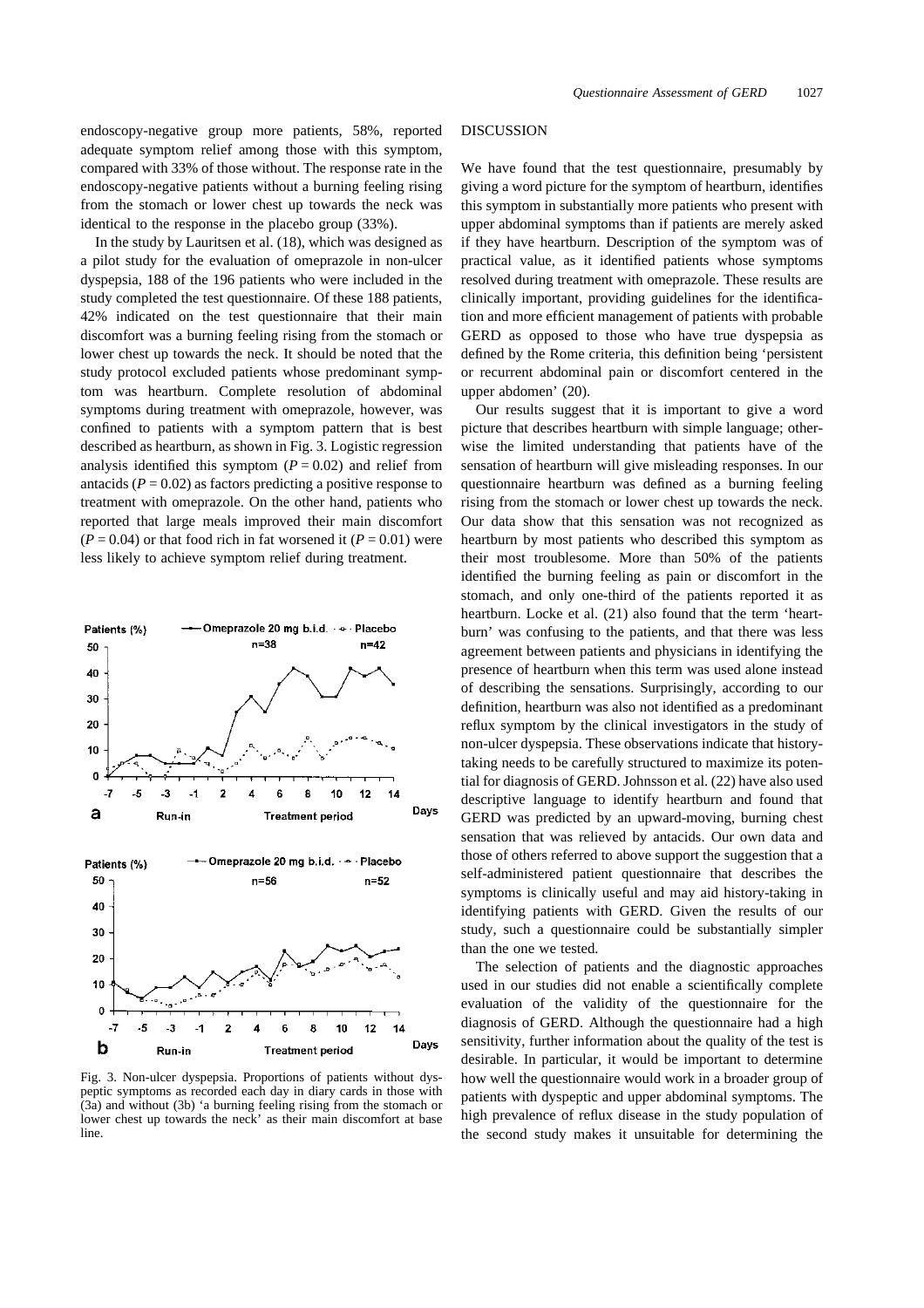endoscopy-negative group more patients, 58%, reported adequate symptom relief among those with this symptom, compared with 33% of those without. The response rate in the endoscopy-negative patients without a burning feeling rising from the stomach or lower chest up towards the neck was identical to the response in the placebo group (33%).

In the study by Lauritsen et al. (18), which was designed as a pilot study for the evaluation of omeprazole in non-ulcer dyspepsia, 188 of the 196 patients who were included in the study completed the test questionnaire. Of these 188 patients, 42% indicated on the test questionnaire that their main discomfort was a burning feeling rising from the stomach or lower chest up towards the neck. It should be noted that the study protocol excluded patients whose predominant symptom was heartburn. Complete resolution of abdominal symptoms during treatment with omeprazole, however, was confined to patients with a symptom pattern that is best described as heartburn, as shown in Fig. 3. Logistic regression analysis identified this symptom ($P = 0.02$) and relief from antacids ($P = 0.02$) as factors predicting a positive response to treatment with omeprazole. On the other hand, patients who reported that large meals improved their main discomfort ($P = 0.04$) or that food rich in fat worsened it ($P = 0.01$) were less likely to achieve symptom relief during treatment.

Fig. 3. Non-ulcer dyspepsia. Proportions of patients without dyspeptic symptoms as recorded each day in diary cards in those with (3a) and without (3b) 'a burning feeling rising from the stomach or lower chest up towards the neck' as their main discomfort at base line.

## DISCUSSION

We have found that the test questionnaire, presumably by giving a word picture for the symptom of heartburn, identifies this symptom in substantially more patients who present with upper abdominal symptoms than if patients are merely asked if they have heartburn. Description of the symptom was of practical value, as it identified patients whose symptoms resolved during treatment with omeprazole. These results are clinically important, providing guidelines for the identification and more efficient management of patients with probable GERD as opposed to those who have true dyspepsia as defined by the Rome criteria, this definition being 'persistent or recurrent abdominal pain or discomfort centered in the upper abdomen' (20).

Our results suggest that it is important to give a word picture that describes heartburn with simple language; otherwise the limited understanding that patients have of the sensation of heartburn will give misleading responses. In our questionnaire heartburn was defined as a burning feeling rising from the stomach or lower chest up towards the neck. Our data show that this sensation was not recognized as heartburn by most patients who described this symptom as their most troublesome. More than 50% of the patients identified the burning feeling as pain or discomfort in the stomach, and only one-third of the patients reported it as heartburn. Locke et al. (21) also found that the term 'heartburn' was confusing to the patients, and that there was less agreement between patients and physicians in identifying the presence of heartburn when this term was used alone instead of describing the sensations. Surprisingly, according to our definition, heartburn was also not identified as a predominant reflux symptom by the clinical investigators in the study of non-ulcer dyspepsia. These observations indicate that history-taking needs to be carefully structured to maximize its potential for diagnosis of GERD. Johnsson et al. (22) have also used descriptive language to identify heartburn and found that GERD was predicted by an upward-moving, burning chest sensation that was relieved by antacids. Our own data and those of others referred to above support the suggestion that a self-administered patient questionnaire that describes the symptoms is clinically useful and may aid history-taking in identifying patients with GERD. Given the results of our study, such a questionnaire could be substantially simpler than the one we tested.

The selection of patients and the diagnostic approaches used in our studies did not enable a scientifically complete evaluation of the validity of the questionnaire for the diagnosis of GERD. Although the questionnaire had a high sensitivity, further information about the quality of the test is desirable. In particular, it would be important to determine how well the questionnaire would work in a broader group of patients with dyspeptic and upper abdominal symptoms. The high prevalence of reflux disease in the study population of the second study makes it unsuitable for determining the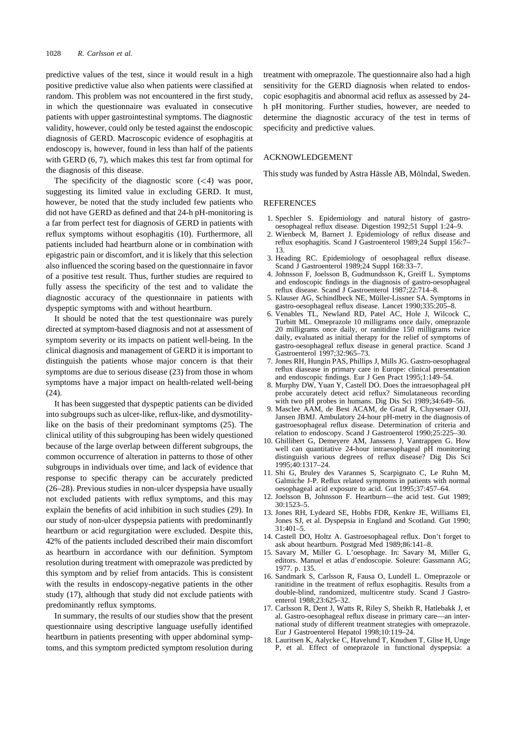predictive values of the test, since it would result in a high positive predictive value also when patients were classified at random. This problem was not encountered in the first study, in which the questionnaire was evaluated in consecutive patients with upper gastrointestinal symptoms. The diagnostic validity, however, could only be tested against the endoscopic diagnosis of GERD. Macroscopic evidence of esophagitis at endoscopy is, however, found in less than half of the patients with GERD (6, 7), which makes this test far from optimal for the diagnosis of this disease.

The specificity of the diagnostic score (<4) was poor, suggesting its limited value in excluding GERD. It must, however, be noted that the study included few patients who did not have GERD as defined and that 24-h pH-monitoring is a far from perfect test for diagnosis of GERD in patients with reflux symptoms without esophagitis (10). Furthermore, all patients included had heartburn alone or in combination with epigastric pain or discomfort, and it is likely that this selection also influenced the scoring based on the questionnaire in favor of a positive test result. Thus, further studies are required to fully assess the specificity of the test and to validate the diagnostic accuracy of the questionnaire in patients with dyspeptic symptoms with and without heartburn.

It should be noted that the test questionnaire was purely directed at symptom-based diagnosis and not at assessment of symptom severity or its impacts on patient well-being. In the clinical diagnosis and management of GERD it is important to distinguish the patients whose major concern is that their symptoms are due to serious disease (23) from those in whom symptoms have a major impact on health-related well-being (24).

It has been suggested that dyspeptic patients can be divided into subgroups such as ulcer-like, reflux-like, and dysmotility-like on the basis of their predominant symptoms (25). The clinical utility of this subgrouping has been widely questioned because of the large overlap between different subgroups, the common occurrence of alteration in patterns to those of other subgroups in individuals over time, and lack of evidence that response to specific therapy can be accurately predicted (26–28). Previous studies in non-ulcer dyspepsia have usually not excluded patients with reflux symptoms, and this may explain the benefits of acid inhibition in such studies (29). In our study of non-ulcer dyspepsia patients with predominantly heartburn or acid regurgitation were excluded. Despite this, 42% of the patients included described their main discomfort as heartburn in accordance with our definition. Symptom resolution during treatment with omeprazole was predicted by this symptom and by relief from antacids. This is consistent with the results in endoscopy-negative patients in the other study (17), although that study did not exclude patients with predominantly reflux symptoms.

In summary, the results of our studies show that the present questionnaire using descriptive language usefully identified heartburn in patients presenting with upper abdominal symptoms, and this symptom predicted symptom resolution during treatment with omeprazole. The questionnaire also had a high sensitivity for the GERD diagnosis when related to endoscopic esophagitis and abnormal acid reflux as assessed by 24-h pH monitoring. Further studies, however, are needed to determine the diagnostic accuracy of the test in terms of specificity and predictive values.

## ACKNOWLEDGEMENT

This study was funded by Astra Hässle AB, Mölndal, Sweden.

## REFERENCES

1. Spechler S. Epidemiology and natural history of gastro-oesophageal reflux disease. Digestion 1992;51 Suppl 1:24–9.
2. Wienbeck M, Barnert J. Epidemiology of reflux disease and reflux esophagitis. Scand J Gastroenterol 1989;24 Suppl 156:7–13.
3. Heading RC. Epidemiology of oesophageal reflux disease. Scand J Gastroenterol 1989;24 Suppl 168:33–7.
4. Johnsson F, Joelsson B, Gudmundsson K, Greiff L. Symptoms and endoscopic findings in the diagnosis of gastro-oesophageal reflux disease. Scand J Gastroenterol 1987;22:714–8.
5. Klauser AG, Schindlbeck NE, Müller-Lissner SA. Symptoms in gastro-oesophageal reflux disease. Lancet 1990;335:205–8.
6. Venables TL, Newland RD, Patel AC, Hole J, Wilcock C, Turbitt ML. Omeprazole 10 milligrams once daily, omeprazole 20 milligrams once daily, or ranitidine 150 milligrams twice daily, evaluated as initial therapy for the relief of symptoms of gastro-oesophageal reflux disease in general practice. Scand J Gastroenterol 1997;32:965–73.
7. Jones RH, Hungin PAS, Phillips J, Mills JG. Gastro-oesophageal reflux diasease in primary care in Europe: clinical presentation and endoscopic findings. Eur J Gen Pract 1995;1:149–54.
8. Murphy DW, Yuan Y, Castell DO. Does the intraesophageal pH probe accurately detect acid reflux? Simulataneous recording with two pH probes in humans. Dig Dis Sci 1989;34:649–56.
9. Masclee AAM, de Best ACAM, de Graaf R, Cluysenaer OJJ, Jansen JBMJ. Ambulatory 24-hour pH-metry in the diagnosis of gastroesophageal reflux disease. Determination of criteria and relation to endoscopy. Scand J Gastroenterol 1990;25:225–30.
10. Ghillibert G, Demeyere AM, Janssens J, Vantrappen G. How well can quantitative 24-hour intraesophageal pH monitoring distinguish various degrees of reflux disease? Dig Dis Sci 1995;40:1317–24.
11. Shi G, Bruley des Varannes S, Scarpignato C, Le Ruhn M, Galmiche J-P. Reflux related symptoms in patients with normal oesophageal acid exposure to acid. Gut 1995;37:457–64.
12. Joelsson B, Johnsson F. Heartburn—the acid test. Gut 1989; 30:1523–5.
13. Jones RH, Lydeard SE, Hobbs FDR, Kenkre JE, Williams EI, Jones SJ, et al. Dyspepsia in England and Scotland. Gut 1990; 31:401–5.
14. Castell DO, Holtz A. Gastroesophageal reflux. Don't forget to ask about heartburn. Postgrad Med 1989;86:141–8.
15. Savary M, Miller G. L'oesophage. In: Savary M, Miller G, editors. Manuel et atlas d'endoscopie. Soleure: Gassmann AG; 1977. p. 135.
16. Sandmark S, Carlsson R, Fausa O, Lundell L. Omeprazole or ranitidine in the treatment of reflux esophagitis. Results from a double-blind, randomized, multicentre study. Scand J Gastroenterol 1988;23:625–32.
17. Carlsson R, Dent J, Watts R, Riley S, Sheikh R, Hatlebakk J, et al. Gastro-oesophageal reflux disease in primary care—an international study of different treatment strategies with omeprazole. Eur J Gastroenterol Hepatol 1998;10:119–24.
18. Lauritsen K, Aalycke C, Havelund T, Knudsen T, Glise H, Unge P, et al. Effect of omeprazole in functional dyspepsia: a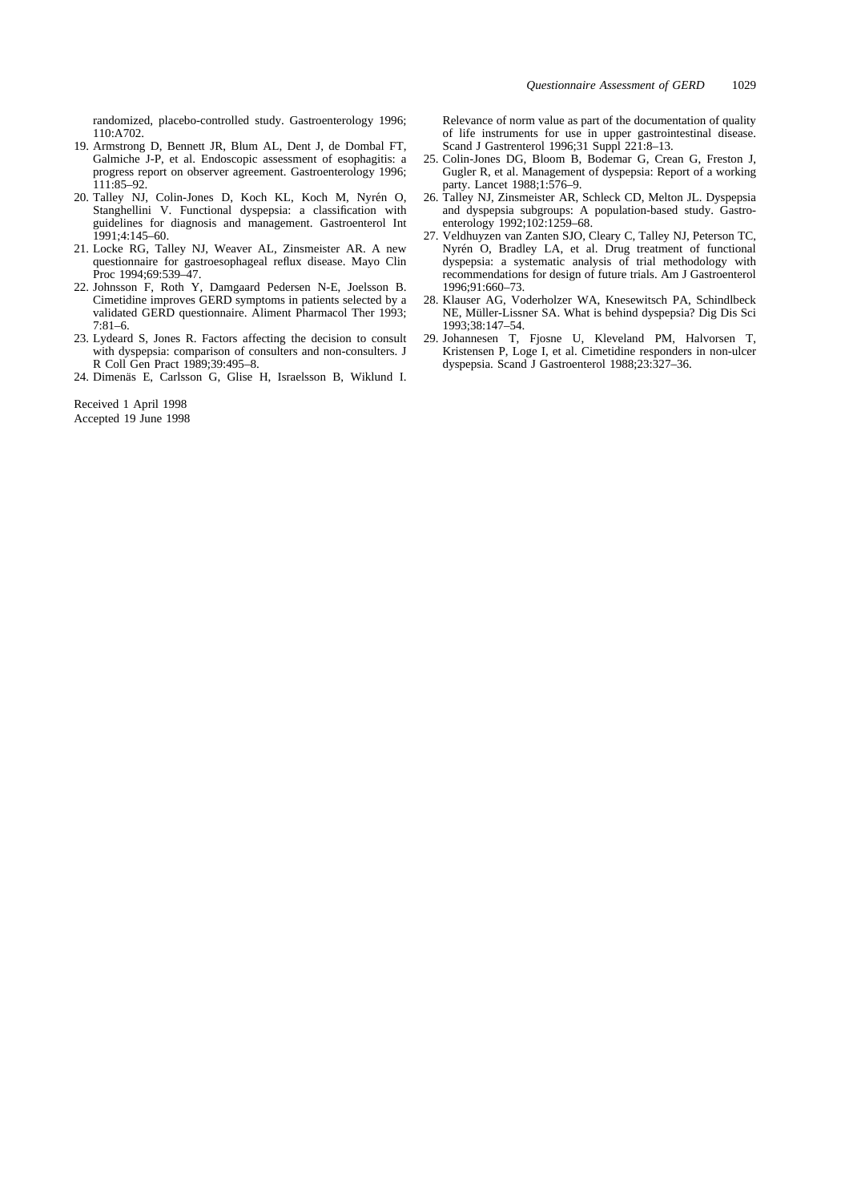randomized, placebo-controlled study. Gastroenterology 1996; 110:A702.

19. Armstrong D, Bennett JR, Blum AL, Dent J, de Dombal FT, Galmiche J-P, et al. Endoscopic assessment of esophagitis: a progress report on observer agreement. Gastroenterology 1996; 111:85–92.
20. Talley NJ, Colin-Jones D, Koch KL, Koch M, Nyrén O, Stanghellini V. Functional dyspepsia: a classification with guidelines for diagnosis and management. Gastroenterol Int 1991;4:145–60.
21. Locke RG, Talley NJ, Weaver AL, Zinsmeister AR. A new questionnaire for gastroesophageal reflux disease. Mayo Clin Proc 1994;69:539–47.
22. Johnsson F, Roth Y, Damgaard Pedersen N-E, Joelsson B. Cimetidine improves GERD symptoms in patients selected by a validated GERD questionnaire. Aliment Pharmacol Ther 1993; 7:81–6.
23. Lydeard S, Jones R. Factors affecting the decision to consult with dyspepsia: comparison of consulters and non-consulters. J R Coll Gen Pract 1989;39:495–8.
24. Dimenäs E, Carlsson G, Glise H, Israelsson B, Wiklund I. Relevance of norm value as part of the documentation of quality of life instruments for use in upper gastrointestinal disease. Scand J Gastrenterol 1996;31 Suppl 221:8–13.
25. Colin-Jones DG, Bloom B, Bodemar G, Crean G, Freston J, Gugler R, et al. Management of dyspepsia: Report of a working party. Lancet 1988;1:576–9.
26. Talley NJ, Zinsmeister AR, Schleck CD, Melton JL. Dyspepsia and dyspepsia subgroups: A population-based study. Gastroenterology 1992;102:1259–68.
27. Veldhuyzen van Zanten SJO, Cleary C, Talley NJ, Peterson TC, Nyrén O, Bradley LA, et al. Drug treatment of functional dyspepsia: a systematic analysis of trial methodology with recommendations for design of future trials. Am J Gastroenterol 1996;91:660–73.
28. Klauser AG, Voderholzer WA, Knesewitsch PA, Schindlbeck NE, Müller-Lissner SA. What is behind dyspepsia? Dig Dis Sci 1993;38:147–54.
29. Johannesen T, Fjosne U, Kleveland PM, Halvorsen T, Kristensen P, Loge I, et al. Cimetidine responders in non-ulcer dyspepsia. Scand J Gastroenterol 1988;23:327–36.

Received 1 April 1998
Accepted 19 June 1998